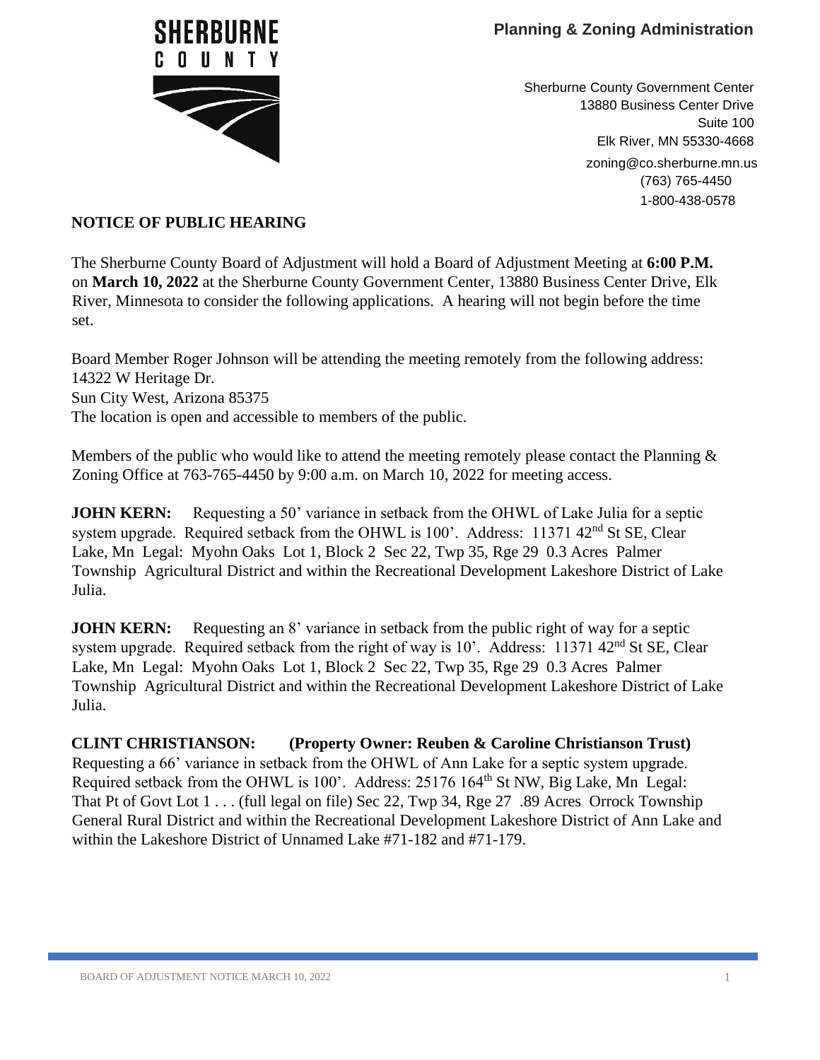SHERBURNE COUNTY

**Planning & Zoning Administration**

Sherburne County Government Center
13880 Business Center Drive
Suite 100
Elk River, MN 55330-4668
zoning@co.sherburne.mn.us
(763) 765-4450
1-800-438-0578

## NOTICE OF PUBLIC HEARING

The Sherburne County Board of Adjustment will hold a Board of Adjustment Meeting at **6:00 P.M.** on **March 10, 2022** at the Sherburne County Government Center, 13880 Business Center Drive, Elk River, Minnesota to consider the following applications. A hearing will not begin before the time set.

Board Member Roger Johnson will be attending the meeting remotely from the following address:
14322 W Heritage Dr.
Sun City West, Arizona 85375
The location is open and accessible to members of the public.

Members of the public who would like to attend the meeting remotely please contact the Planning & Zoning Office at 763-765-4450 by 9:00 a.m. on March 10, 2022 for meeting access.

**JOHN KERN:** Requesting a 50' variance in setback from the OHWL of Lake Julia for a septic system upgrade. Required setback from the OHWL is 100'. Address: 11371 42nd St SE, Clear Lake, Mn Legal: Myohn Oaks Lot 1, Block 2 Sec 22, Twp 35, Rge 29 0.3 Acres Palmer Township Agricultural District and within the Recreational Development Lakeshore District of Lake Julia.

**JOHN KERN:** Requesting an 8' variance in setback from the public right of way for a septic system upgrade. Required setback from the right of way is 10'. Address: 11371 42nd St SE, Clear Lake, Mn Legal: Myohn Oaks Lot 1, Block 2 Sec 22, Twp 35, Rge 29 0.3 Acres Palmer Township Agricultural District and within the Recreational Development Lakeshore District of Lake Julia.

**CLINT CHRISTIANSON: (Property Owner: Reuben & Caroline Christianson Trust)** Requesting a 66' variance in setback from the OHWL of Ann Lake for a septic system upgrade. Required setback from the OHWL is 100'. Address: 25176 164th St NW, Big Lake, Mn Legal: That Pt of Govt Lot 1 . . . (full legal on file) Sec 22, Twp 34, Rge 27 .89 Acres Orrock Township General Rural District and within the Recreational Development Lakeshore District of Ann Lake and within the Lakeshore District of Unnamed Lake #71-182 and #71-179.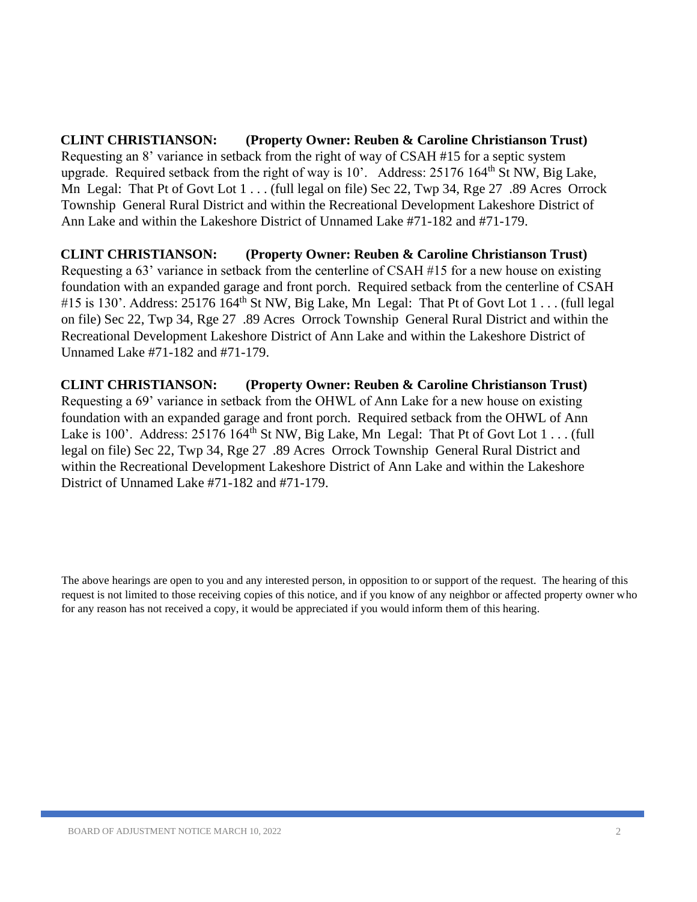**CLINT CHRISTIANSON: (Property Owner: Reuben & Caroline Christianson Trust)**
Requesting an 8' variance in setback from the right of way of CSAH #15 for a septic system upgrade. Required setback from the right of way is 10'. Address: 25176 164th St NW, Big Lake, Mn Legal: That Pt of Govt Lot 1 . . . (full legal on file) Sec 22, Twp 34, Rge 27 .89 Acres Orrock Township General Rural District and within the Recreational Development Lakeshore District of Ann Lake and within the Lakeshore District of Unnamed Lake #71-182 and #71-179.

**CLINT CHRISTIANSON: (Property Owner: Reuben & Caroline Christianson Trust)**
Requesting a 63' variance in setback from the centerline of CSAH #15 for a new house on existing foundation with an expanded garage and front porch. Required setback from the centerline of CSAH #15 is 130'. Address: 25176 164th St NW, Big Lake, Mn Legal: That Pt of Govt Lot 1 . . . (full legal on file) Sec 22, Twp 34, Rge 27 .89 Acres Orrock Township General Rural District and within the Recreational Development Lakeshore District of Ann Lake and within the Lakeshore District of Unnamed Lake #71-182 and #71-179.

**CLINT CHRISTIANSON: (Property Owner: Reuben & Caroline Christianson Trust)**
Requesting a 69' variance in setback from the OHWL of Ann Lake for a new house on existing foundation with an expanded garage and front porch. Required setback from the OHWL of Ann Lake is 100'. Address: 25176 164th St NW, Big Lake, Mn Legal: That Pt of Govt Lot 1 . . . (full legal on file) Sec 22, Twp 34, Rge 27 .89 Acres Orrock Township General Rural District and within the Recreational Development Lakeshore District of Ann Lake and within the Lakeshore District of Unnamed Lake #71-182 and #71-179.

The above hearings are open to you and any interested person, in opposition to or support of the request. The hearing of this request is not limited to those receiving copies of this notice, and if you know of any neighbor or affected property owner who for any reason has not received a copy, it would be appreciated if you would inform them of this hearing.